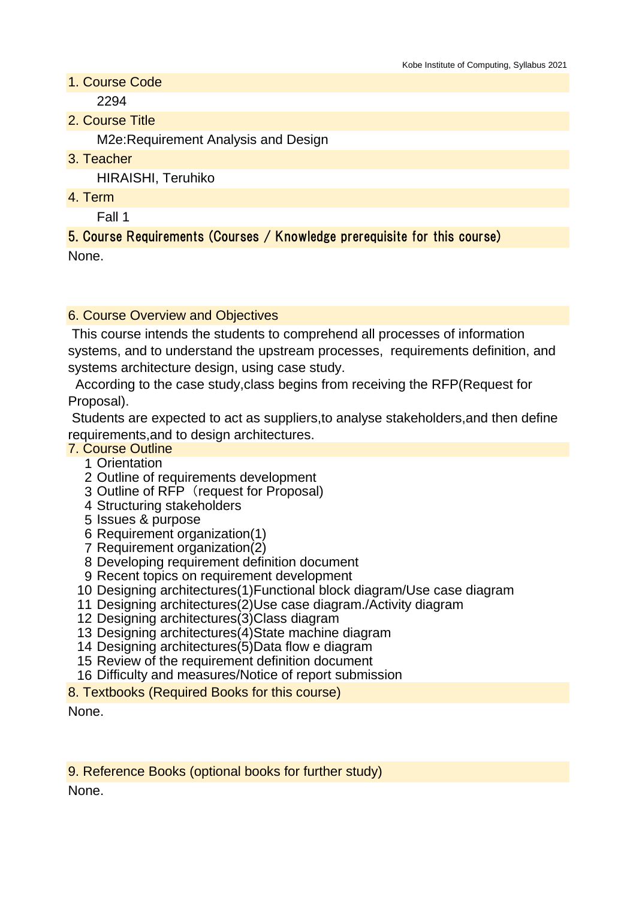## 1. Course Code

2294

## 2. Course Title

M2e:Requirement Analysis and Design

## 3. Teacher

HIRAISHI, Teruhiko

## 4. Term

Fall 1

## 5. Course Requirements (Courses / Knowledge prerequisite for this course)

None.

## 6. Course Overview and Objectives

This course intends the students to comprehend all processes of information systems, and to understand the upstream processes, requirements definition, and systems architecture design, using case study.

According to the case study,class begins from receiving the RFP(Request for Proposal).

Students are expected to act as suppliers,to analyse stakeholders,and then define requirements,and to design architectures.

## 7. Course Outline

1. Orientation
2. Outline of requirements development
3. Outline of RFP（request for Proposal)
4. Structuring stakeholders
5. Issues & purpose
6. Requirement organization(1)
7. Requirement organization(2)
8. Developing requirement definition document
9. Recent topics on requirement development
10. Designing architectures(1)Functional block diagram/Use case diagram
11. Designing architectures(2)Use case diagram./Activity diagram
12. Designing architectures(3)Class diagram
13. Designing architectures(4)State machine diagram
14. Designing architectures(5)Data flow e diagram
15. Review of the requirement definition document
16. Difficulty and measures/Notice of report submission

## 8. Textbooks (Required Books for this course)

None.

## 9. Reference Books (optional books for further study)

None.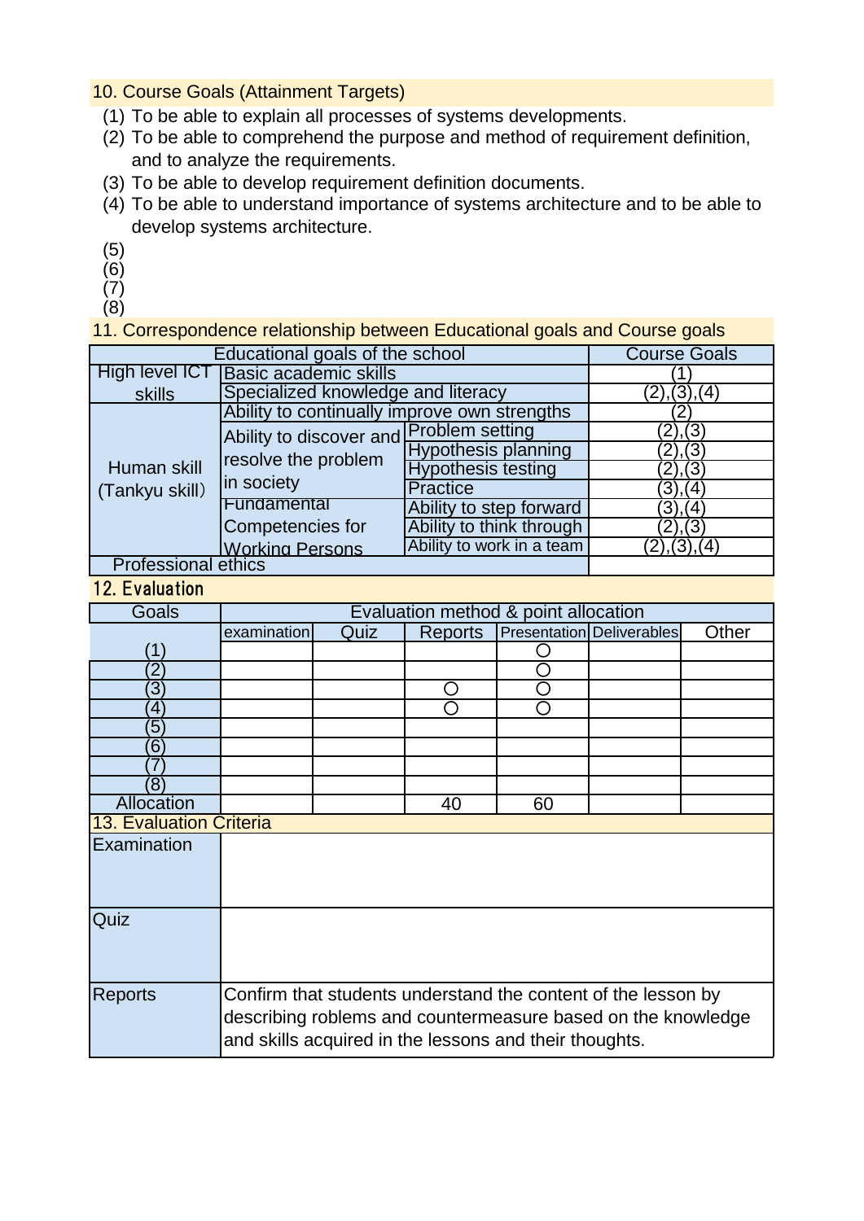## 10. Course Goals (Attainment Targets)

(1) To be able to explain all processes of systems developments.
(2) To be able to comprehend the purpose and method of requirement definition, and to analyze the requirements.
(3) To be able to develop requirement definition documents.
(4) To be able to understand importance of systems architecture and to be able to develop systems architecture.
(5)
(6)
(7)
(8)

## 11. Correspondence relationship between Educational goals and Course goals

| Educational goals of the school | | | Course Goals |
|---|---|---|---|
| High level ICT skills | Basic academic skills | | (1) |
| | Specialized knowledge and literacy | | (2),(3),(4) |
| Human skill (Tankyu skill) | Ability to continually improve own strengths | | (2) |
| | Ability to discover and resolve the problem in society | Problem setting | (2),(3) |
| | | Hypothesis planning | (2),(3) |
| | | Hypothesis testing | (2),(3) |
| | | Practice | (3),(4) |
| | Fundamental Competencies for Working Persons | Ability to step forward | (3),(4) |
| | | Ability to think through | (2),(3) |
| | | Ability to work in a team | (2),(3),(4) |
| Professional ethics | | | |

## 12. Evaluation

| Goals | Evaluation method & point allocation | | | | | |
|---|---|---|---|---|---|---|
| | examination | Quiz | Reports | Presentation | Deliverables | Other |
| (1) | | | | ○ | | |
| (2) | | | | ○ | | |
| (3) | | | ○ | ○ | | |
| (4) | | | ○ | ○ | | |
| (5) | | | | | | |
| (6) | | | | | | |
| (7) | | | | | | |
| (8) | | | | | | |
| Allocation | | | 40 | 60 | | |

## 13. Evaluation Criteria

| | |
|---|---|
| Examination | |
| Quiz | |
| Reports | Confirm that students understand the content of the lesson by describing roblems and countermeasure based on the knowledge and skills acquired in the lessons and their thoughts. |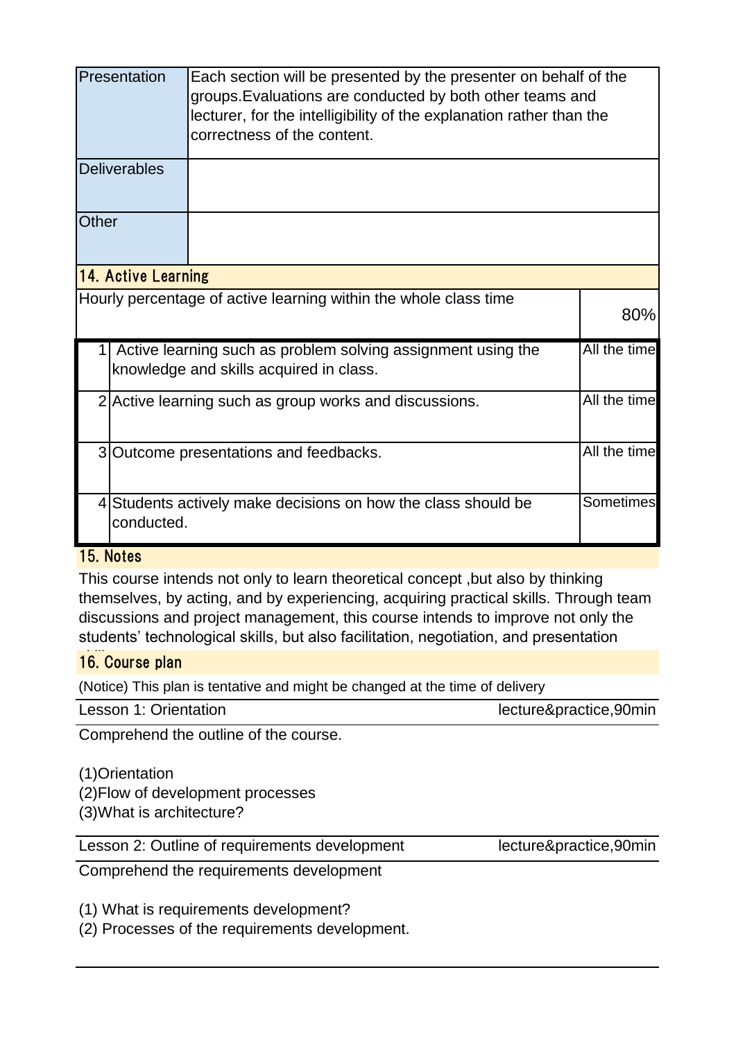| | |
|---|---|
| Presentation | Each section will be presented by the presenter on behalf of the groups.Evaluations are conducted by both other teams and lecturer, for the intelligibility of the explanation rather than the correctness of the content. |
| Deliverables | |
| Other | |

## 14. Active Learning

| Hourly percentage of active learning within the whole class time | | 80% |
|---|---|---|
| 1 | Active learning such as problem solving assignment using the knowledge and skills acquired in class. | All the time |
| 2 | Active learning such as group works and discussions. | All the time |
| 3 | Outcome presentations and feedbacks. | All the time |
| 4 | Students actively make decisions on how the class should be conducted. | Sometimes |

## 15. Notes

This course intends not only to learn theoretical concept ,but also by thinking themselves, by acting, and by experiencing, acquiring practical skills. Through team discussions and project management, this course intends to improve not only the students' technological skills, but also facilitation, negotiation, and presentation

## 16. Course plan

(Notice) This plan is tentative and might be changed at the time of delivery

| Lesson 1: Orientation | lecture&practice,90min |
|---|---|

Comprehend the outline of the course.

(1)Orientation
(2)Flow of development processes
(3)What is architecture?

| Lesson 2: Outline of requirements development | lecture&practice,90min |
|---|---|

Comprehend the requirements development

(1) What is requirements development?
(2) Processes of the requirements development.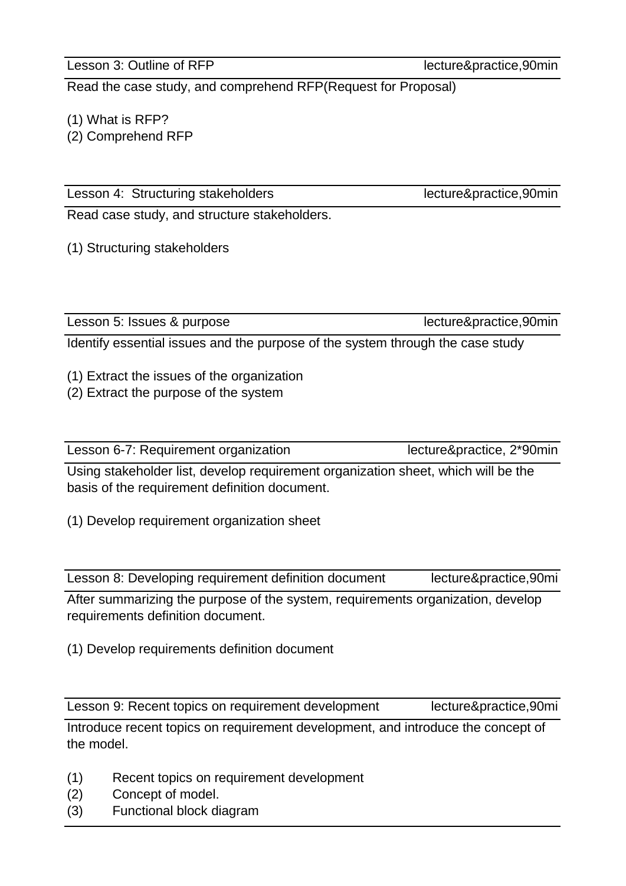**Lesson 3: Outline of RFP** — lecture&practice,90min

Read the case study, and comprehend RFP(Request for Proposal)

(1) What is RFP?
(2) Comprehend RFP

**Lesson 4: Structuring stakeholders** — lecture&practice,90min

Read case study, and structure stakeholders.

(1) Structuring stakeholders

**Lesson 5: Issues & purpose** — lecture&practice,90min

Identify essential issues and the purpose of the system through the case study

(1) Extract the issues of the organization
(2) Extract the purpose of the system

**Lesson 6-7: Requirement organization** — lecture&practice, 2*90min

Using stakeholder list, develop requirement organization sheet, which will be the basis of the requirement definition document.

(1) Develop requirement organization sheet

**Lesson 8: Developing requirement definition document** — lecture&practice,90mi

After summarizing the purpose of the system, requirements organization, develop requirements definition document.

(1) Develop requirements definition document

**Lesson 9: Recent topics on requirement development** — lecture&practice,90mi

Introduce recent topics on requirement development, and introduce the concept of the model.

(1) Recent topics on requirement development
(2) Concept of model.
(3) Functional block diagram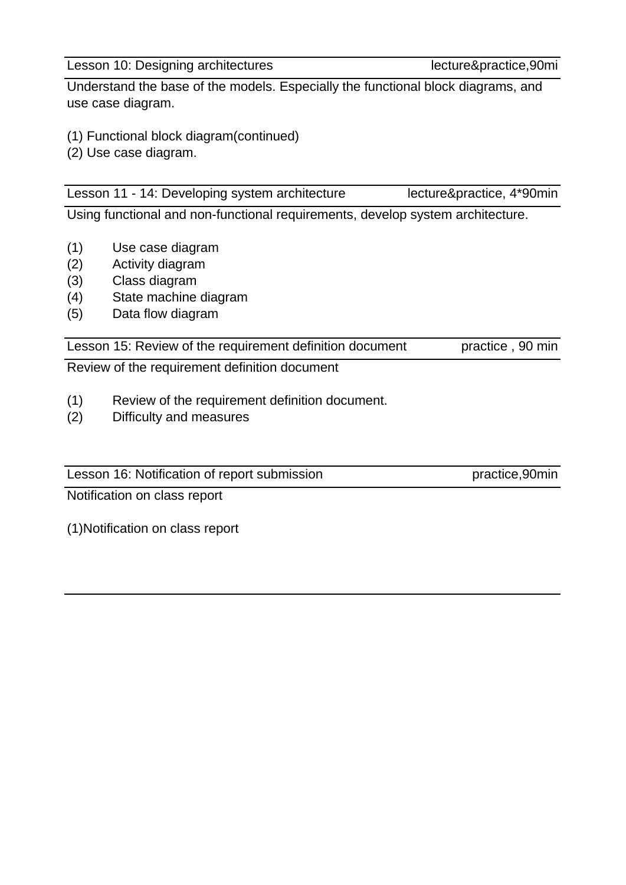| Lesson 10: Designing architectures | lecture&practice,90mi |
|---|---|

Understand the base of the models. Especially the functional block diagrams, and use case diagram.

(1) Functional block diagram(continued)
(2) Use case diagram.

| Lesson 11 - 14: Developing system architecture | lecture&practice, 4*90min |
|---|---|

Using functional and non-functional requirements, develop system architecture.

(1) Use case diagram
(2) Activity diagram
(3) Class diagram
(4) State machine diagram
(5) Data flow diagram

| Lesson 15: Review of the requirement definition document | practice , 90 min |
|---|---|

Review of the requirement definition document

(1) Review of the requirement definition document.
(2) Difficulty and measures

| Lesson 16: Notification of report submission | practice,90min |
|---|---|

Notification on class report

(1)Notification on class report